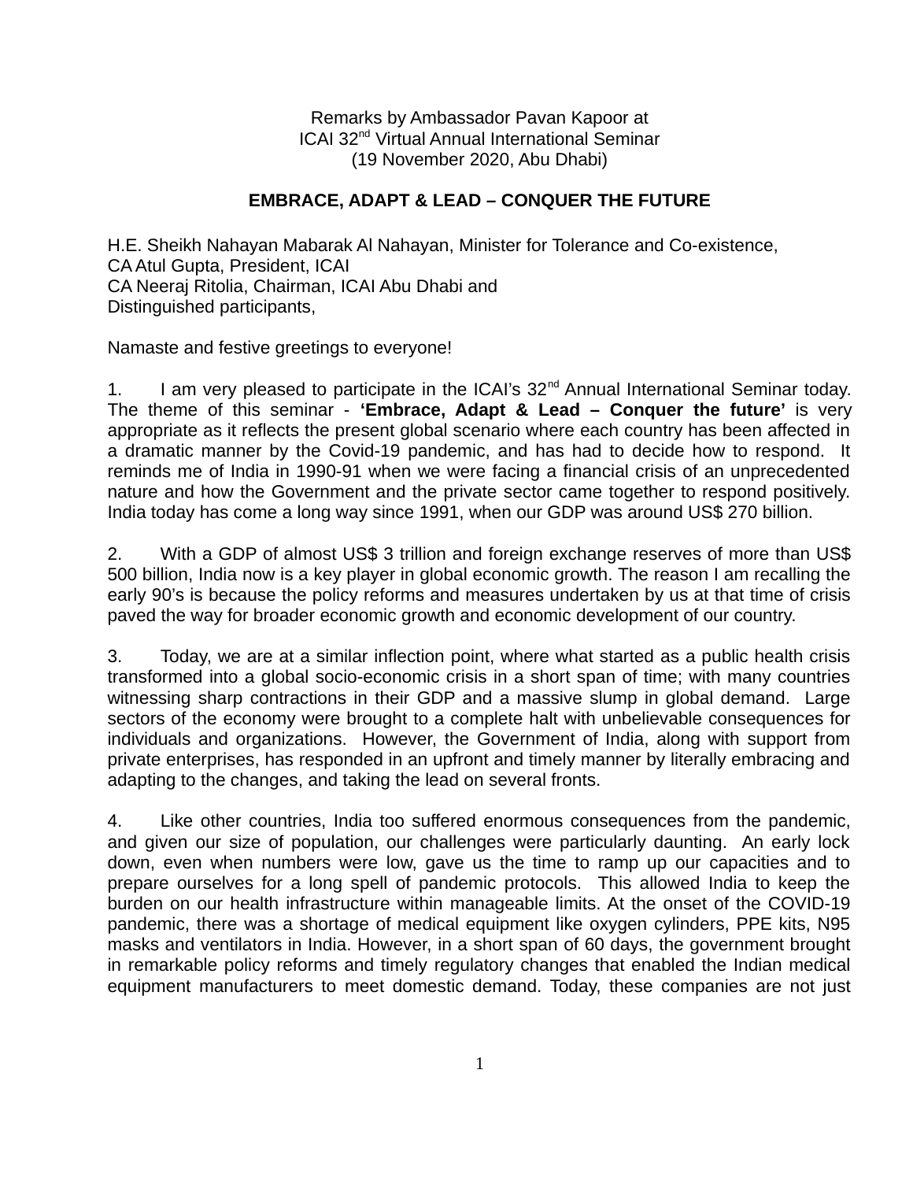Remarks by Ambassador Pavan Kapoor at
ICAI 32nd Virtual Annual International Seminar
(19 November 2020, Abu Dhabi)

# EMBRACE, ADAPT & LEAD – CONQUER THE FUTURE

H.E. Sheikh Nahayan Mabarak Al Nahayan, Minister for Tolerance and Co-existence,
CA Atul Gupta, President, ICAI
CA Neeraj Ritolia, Chairman, ICAI Abu Dhabi and
Distinguished participants,

Namaste and festive greetings to everyone!

1. I am very pleased to participate in the ICAI's 32nd Annual International Seminar today. The theme of this seminar - **'Embrace, Adapt & Lead – Conquer the future'** is very appropriate as it reflects the present global scenario where each country has been affected in a dramatic manner by the Covid-19 pandemic, and has had to decide how to respond. It reminds me of India in 1990-91 when we were facing a financial crisis of an unprecedented nature and how the Government and the private sector came together to respond positively. India today has come a long way since 1991, when our GDP was around US$ 270 billion.

2. With a GDP of almost US$ 3 trillion and foreign exchange reserves of more than US$ 500 billion, India now is a key player in global economic growth. The reason I am recalling the early 90's is because the policy reforms and measures undertaken by us at that time of crisis paved the way for broader economic growth and economic development of our country.

3. Today, we are at a similar inflection point, where what started as a public health crisis transformed into a global socio-economic crisis in a short span of time; with many countries witnessing sharp contractions in their GDP and a massive slump in global demand. Large sectors of the economy were brought to a complete halt with unbelievable consequences for individuals and organizations. However, the Government of India, along with support from private enterprises, has responded in an upfront and timely manner by literally embracing and adapting to the changes, and taking the lead on several fronts.

4. Like other countries, India too suffered enormous consequences from the pandemic, and given our size of population, our challenges were particularly daunting. An early lock down, even when numbers were low, gave us the time to ramp up our capacities and to prepare ourselves for a long spell of pandemic protocols. This allowed India to keep the burden on our health infrastructure within manageable limits. At the onset of the COVID-19 pandemic, there was a shortage of medical equipment like oxygen cylinders, PPE kits, N95 masks and ventilators in India. However, in a short span of 60 days, the government brought in remarkable policy reforms and timely regulatory changes that enabled the Indian medical equipment manufacturers to meet domestic demand. Today, these companies are not just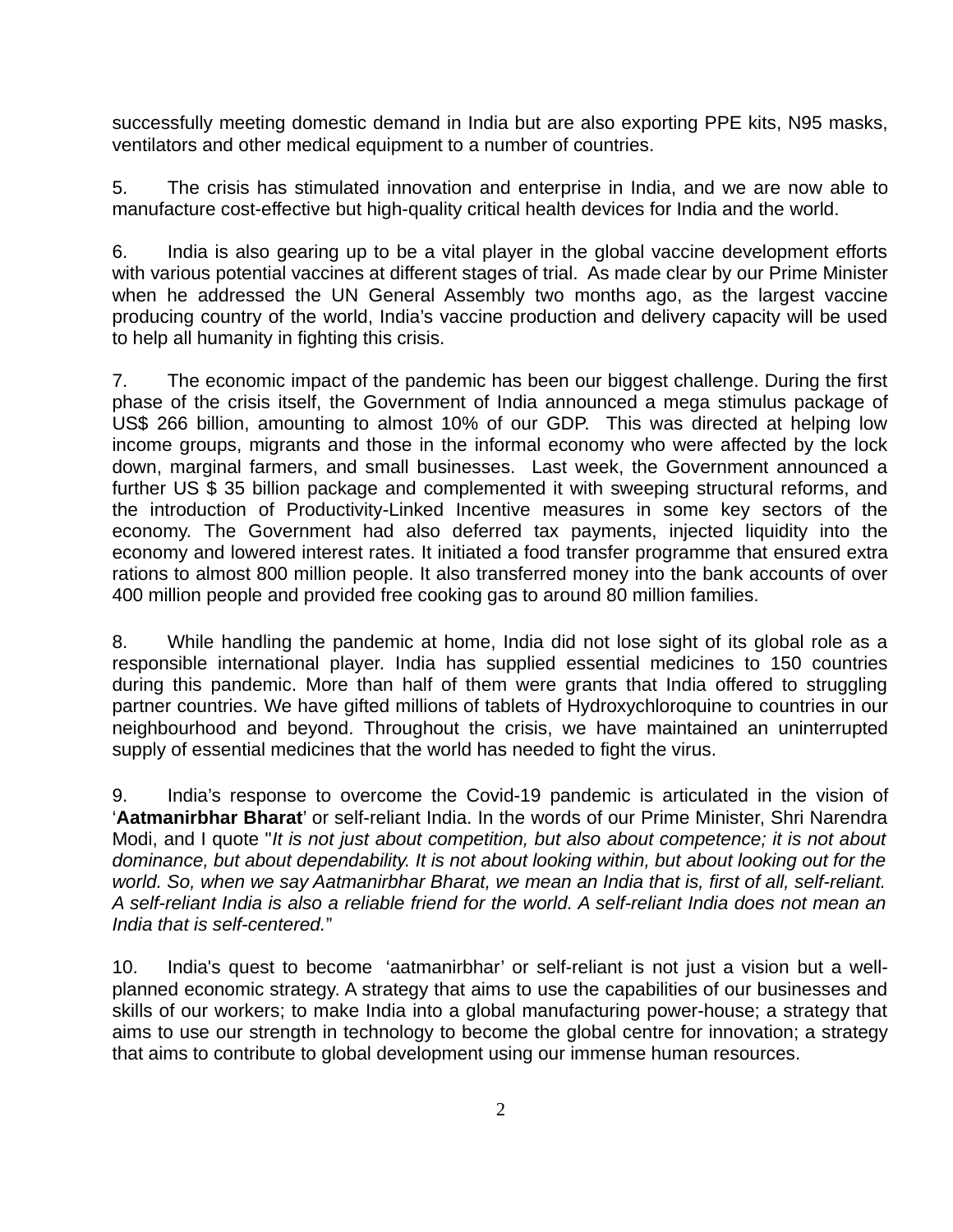successfully meeting domestic demand in India but are also exporting PPE kits, N95 masks, ventilators and other medical equipment to a number of countries.

5. The crisis has stimulated innovation and enterprise in India, and we are now able to manufacture cost-effective but high-quality critical health devices for India and the world.

6. India is also gearing up to be a vital player in the global vaccine development efforts with various potential vaccines at different stages of trial. As made clear by our Prime Minister when he addressed the UN General Assembly two months ago, as the largest vaccine producing country of the world, India's vaccine production and delivery capacity will be used to help all humanity in fighting this crisis.

7. The economic impact of the pandemic has been our biggest challenge. During the first phase of the crisis itself, the Government of India announced a mega stimulus package of US$ 266 billion, amounting to almost 10% of our GDP. This was directed at helping low income groups, migrants and those in the informal economy who were affected by the lock down, marginal farmers, and small businesses. Last week, the Government announced a further US $ 35 billion package and complemented it with sweeping structural reforms, and the introduction of Productivity-Linked Incentive measures in some key sectors of the economy. The Government had also deferred tax payments, injected liquidity into the economy and lowered interest rates. It initiated a food transfer programme that ensured extra rations to almost 800 million people. It also transferred money into the bank accounts of over 400 million people and provided free cooking gas to around 80 million families.

8. While handling the pandemic at home, India did not lose sight of its global role as a responsible international player. India has supplied essential medicines to 150 countries during this pandemic. More than half of them were grants that India offered to struggling partner countries. We have gifted millions of tablets of Hydroxychloroquine to countries in our neighbourhood and beyond. Throughout the crisis, we have maintained an uninterrupted supply of essential medicines that the world has needed to fight the virus.

9. India's response to overcome the Covid-19 pandemic is articulated in the vision of '**Aatmanirbhar Bharat**' or self-reliant India. In the words of our Prime Minister, Shri Narendra Modi, and I quote "*It is not just about competition, but also about competence; it is not about dominance, but about dependability. It is not about looking within, but about looking out for the world. So, when we say Aatmanirbhar Bharat, we mean an India that is, first of all, self-reliant. A self-reliant India is also a reliable friend for the world. A self-reliant India does not mean an India that is self-centered.*"

10. India's quest to become 'aatmanirbhar' or self-reliant is not just a vision but a well-planned economic strategy. A strategy that aims to use the capabilities of our businesses and skills of our workers; to make India into a global manufacturing power-house; a strategy that aims to use our strength in technology to become the global centre for innovation; a strategy that aims to contribute to global development using our immense human resources.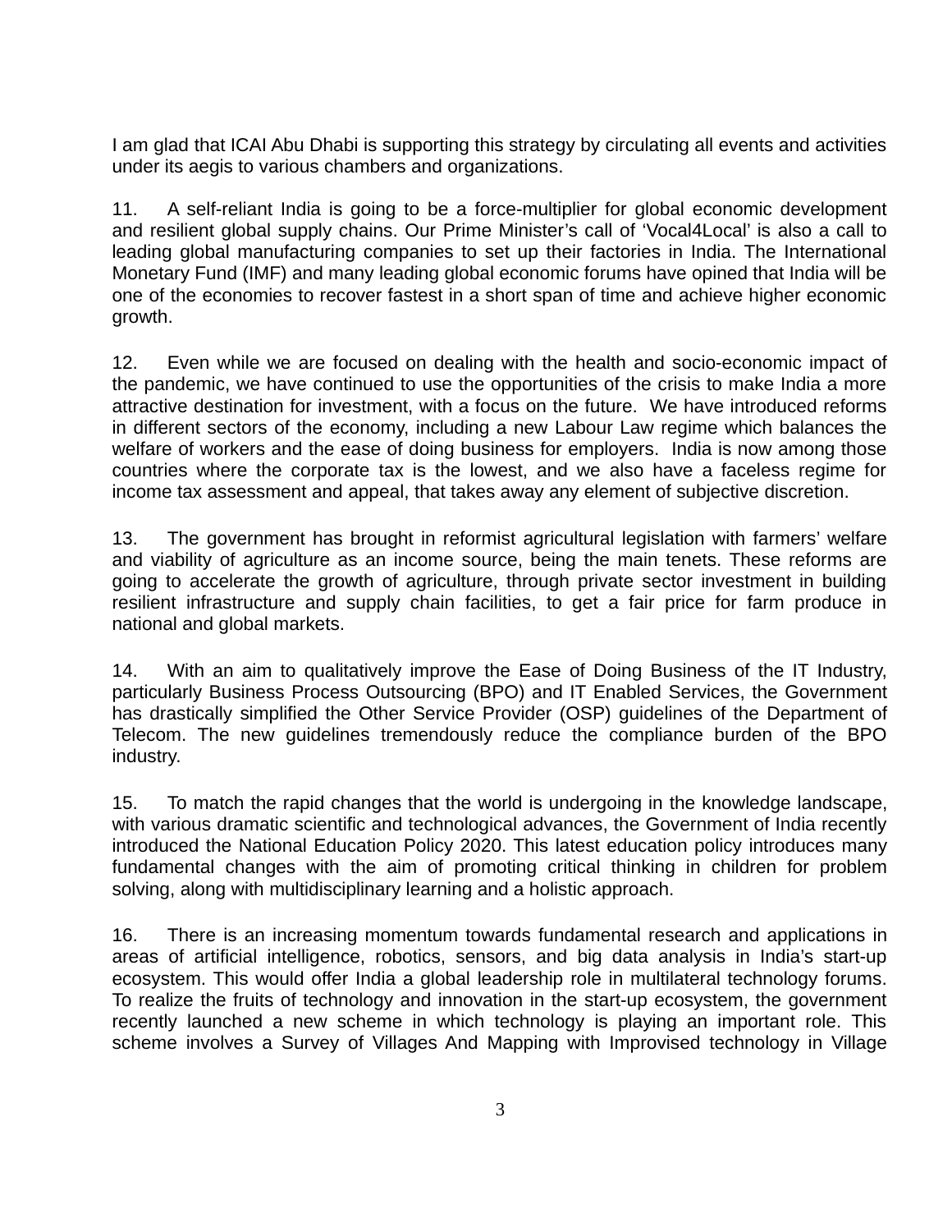I am glad that ICAI Abu Dhabi is supporting this strategy by circulating all events and activities under its aegis to various chambers and organizations.

11. A self-reliant India is going to be a force-multiplier for global economic development and resilient global supply chains. Our Prime Minister's call of 'Vocal4Local' is also a call to leading global manufacturing companies to set up their factories in India. The International Monetary Fund (IMF) and many leading global economic forums have opined that India will be one of the economies to recover fastest in a short span of time and achieve higher economic growth.

12. Even while we are focused on dealing with the health and socio-economic impact of the pandemic, we have continued to use the opportunities of the crisis to make India a more attractive destination for investment, with a focus on the future. We have introduced reforms in different sectors of the economy, including a new Labour Law regime which balances the welfare of workers and the ease of doing business for employers. India is now among those countries where the corporate tax is the lowest, and we also have a faceless regime for income tax assessment and appeal, that takes away any element of subjective discretion.

13. The government has brought in reformist agricultural legislation with farmers' welfare and viability of agriculture as an income source, being the main tenets. These reforms are going to accelerate the growth of agriculture, through private sector investment in building resilient infrastructure and supply chain facilities, to get a fair price for farm produce in national and global markets.

14. With an aim to qualitatively improve the Ease of Doing Business of the IT Industry, particularly Business Process Outsourcing (BPO) and IT Enabled Services, the Government has drastically simplified the Other Service Provider (OSP) guidelines of the Department of Telecom. The new guidelines tremendously reduce the compliance burden of the BPO industry.

15. To match the rapid changes that the world is undergoing in the knowledge landscape, with various dramatic scientific and technological advances, the Government of India recently introduced the National Education Policy 2020. This latest education policy introduces many fundamental changes with the aim of promoting critical thinking in children for problem solving, along with multidisciplinary learning and a holistic approach.

16. There is an increasing momentum towards fundamental research and applications in areas of artificial intelligence, robotics, sensors, and big data analysis in India's start-up ecosystem. This would offer India a global leadership role in multilateral technology forums. To realize the fruits of technology and innovation in the start-up ecosystem, the government recently launched a new scheme in which technology is playing an important role. This scheme involves a Survey of Villages And Mapping with Improvised technology in Village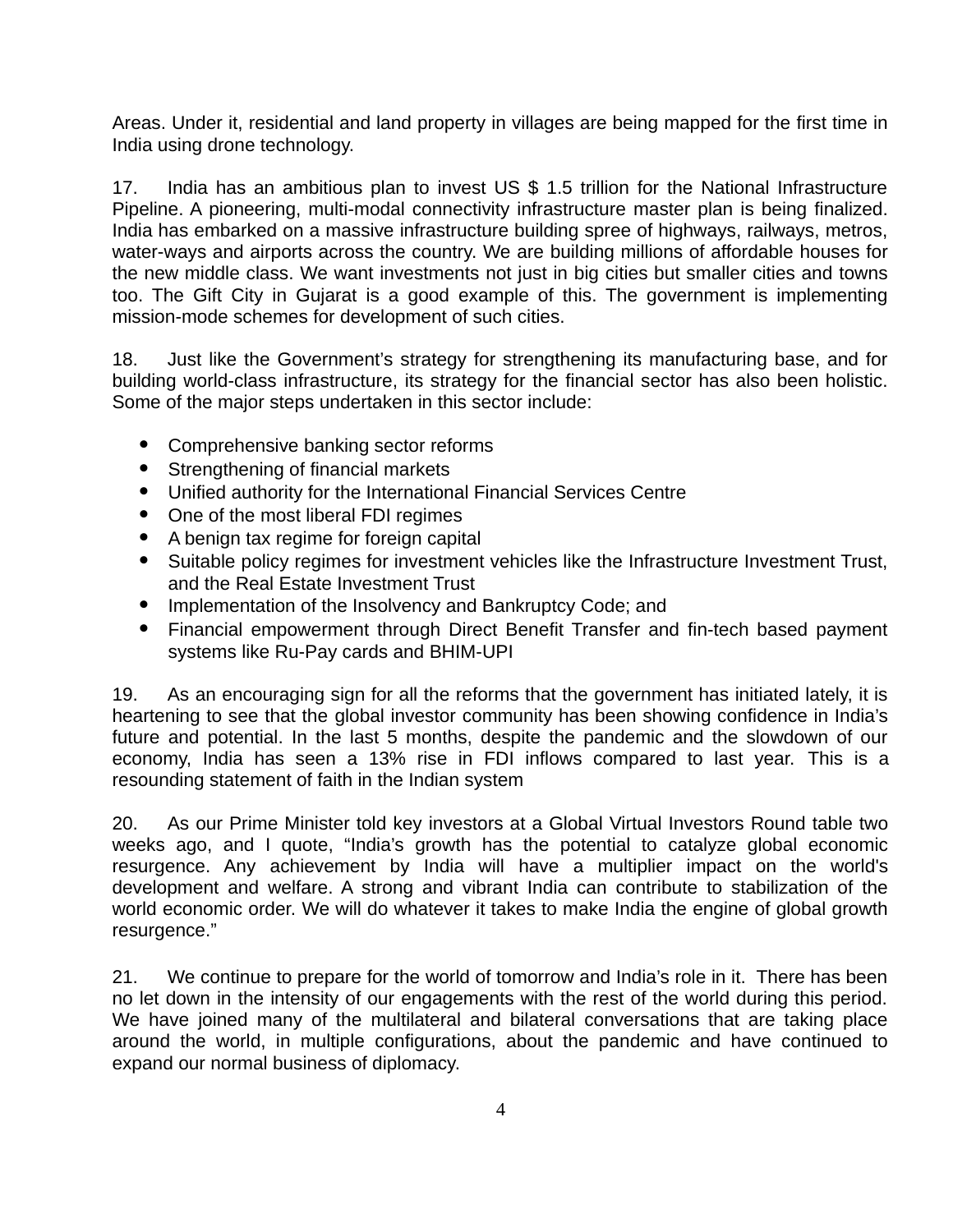Areas. Under it, residential and land property in villages are being mapped for the first time in India using drone technology.

17. India has an ambitious plan to invest US $ 1.5 trillion for the National Infrastructure Pipeline. A pioneering, multi-modal connectivity infrastructure master plan is being finalized. India has embarked on a massive infrastructure building spree of highways, railways, metros, water-ways and airports across the country. We are building millions of affordable houses for the new middle class. We want investments not just in big cities but smaller cities and towns too. The Gift City in Gujarat is a good example of this. The government is implementing mission-mode schemes for development of such cities.

18. Just like the Government's strategy for strengthening its manufacturing base, and for building world-class infrastructure, its strategy for the financial sector has also been holistic. Some of the major steps undertaken in this sector include:

- Comprehensive banking sector reforms
- Strengthening of financial markets
- Unified authority for the International Financial Services Centre
- One of the most liberal FDI regimes
- A benign tax regime for foreign capital
- Suitable policy regimes for investment vehicles like the Infrastructure Investment Trust, and the Real Estate Investment Trust
- Implementation of the Insolvency and Bankruptcy Code; and
- Financial empowerment through Direct Benefit Transfer and fin-tech based payment systems like Ru-Pay cards and BHIM-UPI

19. As an encouraging sign for all the reforms that the government has initiated lately, it is heartening to see that the global investor community has been showing confidence in India's future and potential. In the last 5 months, despite the pandemic and the slowdown of our economy, India has seen a 13% rise in FDI inflows compared to last year. This is a resounding statement of faith in the Indian system

20. As our Prime Minister told key investors at a Global Virtual Investors Round table two weeks ago, and I quote, "India's growth has the potential to catalyze global economic resurgence. Any achievement by India will have a multiplier impact on the world's development and welfare. A strong and vibrant India can contribute to stabilization of the world economic order. We will do whatever it takes to make India the engine of global growth resurgence."

21. We continue to prepare for the world of tomorrow and India's role in it. There has been no let down in the intensity of our engagements with the rest of the world during this period. We have joined many of the multilateral and bilateral conversations that are taking place around the world, in multiple configurations, about the pandemic and have continued to expand our normal business of diplomacy.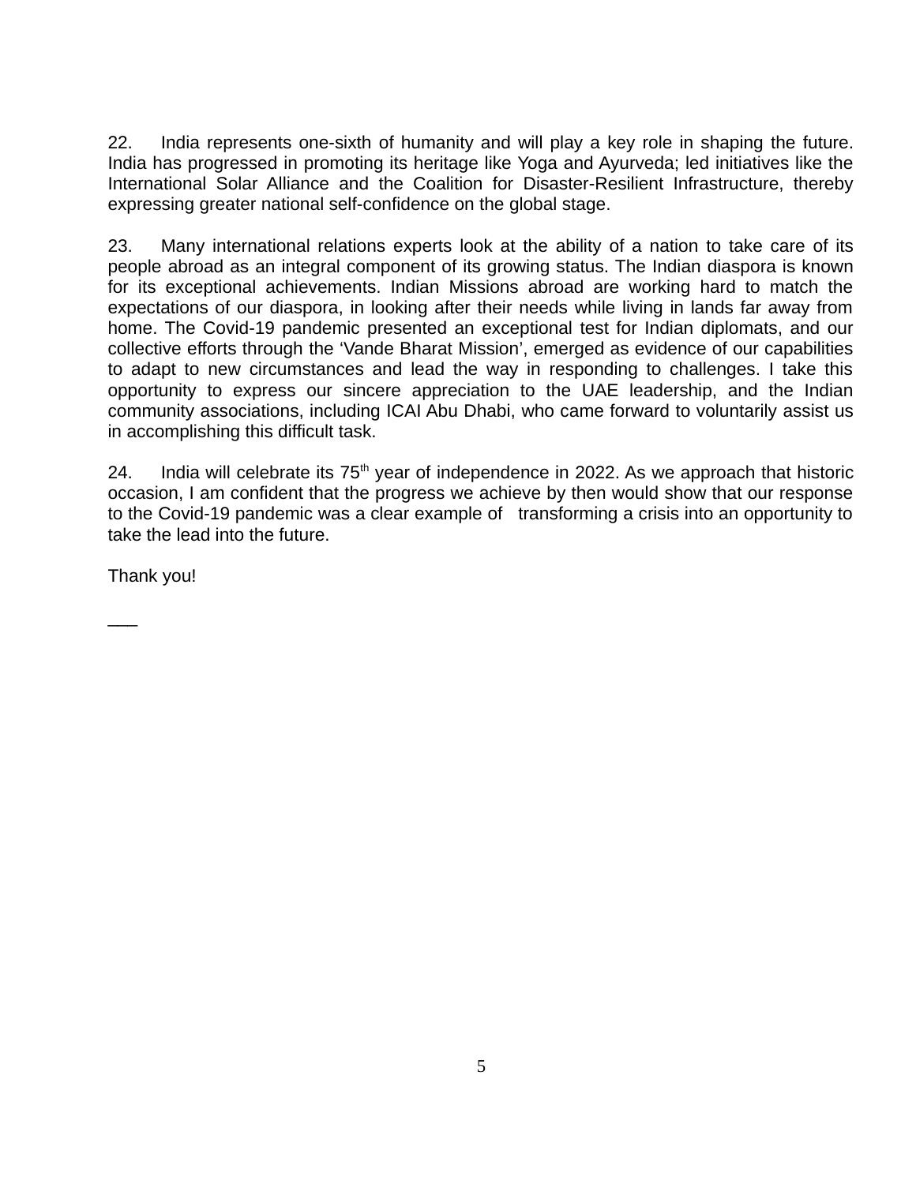22. India represents one-sixth of humanity and will play a key role in shaping the future. India has progressed in promoting its heritage like Yoga and Ayurveda; led initiatives like the International Solar Alliance and the Coalition for Disaster-Resilient Infrastructure, thereby expressing greater national self-confidence on the global stage.

23. Many international relations experts look at the ability of a nation to take care of its people abroad as an integral component of its growing status. The Indian diaspora is known for its exceptional achievements. Indian Missions abroad are working hard to match the expectations of our diaspora, in looking after their needs while living in lands far away from home. The Covid-19 pandemic presented an exceptional test for Indian diplomats, and our collective efforts through the 'Vande Bharat Mission', emerged as evidence of our capabilities to adapt to new circumstances and lead the way in responding to challenges. I take this opportunity to express our sincere appreciation to the UAE leadership, and the Indian community associations, including ICAI Abu Dhabi, who came forward to voluntarily assist us in accomplishing this difficult task.

24. India will celebrate its 75th year of independence in 2022. As we approach that historic occasion, I am confident that the progress we achieve by then would show that our response to the Covid-19 pandemic was a clear example of transforming a crisis into an opportunity to take the lead into the future.

Thank you!

___